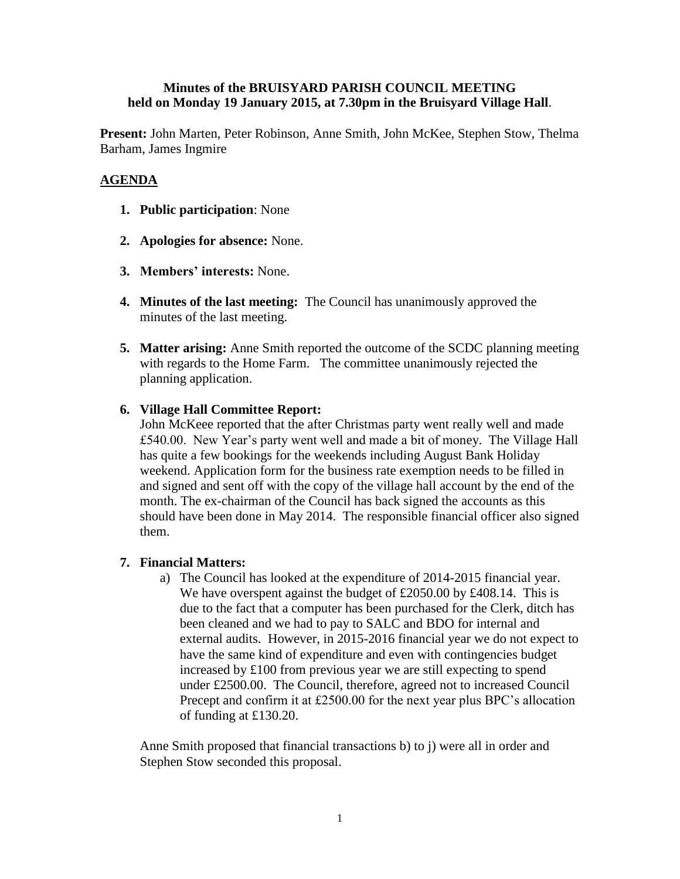**Minutes of the BRUISYARD PARISH COUNCIL MEETING**
**held on Monday 19 January 2015, at 7.30pm in the Bruisyard Village Hall**.

**Present:** John Marten, Peter Robinson, Anne Smith, John McKee, Stephen Stow, Thelma Barham, James Ingmire

## AGENDA

1. **Public participation**: None

2. **Apologies for absence:** None.

3. **Members' interests:** None.

4. **Minutes of the last meeting:** The Council has unanimously approved the minutes of the last meeting.

5. **Matter arising:** Anne Smith reported the outcome of the SCDC planning meeting with regards to the Home Farm. The committee unanimously rejected the planning application.

6. **Village Hall Committee Report:**
   John McKeee reported that the after Christmas party went really well and made £540.00. New Year's party went well and made a bit of money. The Village Hall has quite a few bookings for the weekends including August Bank Holiday weekend. Application form for the business rate exemption needs to be filled in and signed and sent off with the copy of the village hall account by the end of the month. The ex-chairman of the Council has back signed the accounts as this should have been done in May 2014. The responsible financial officer also signed them.

7. **Financial Matters:**
   a) The Council has looked at the expenditure of 2014-2015 financial year. We have overspent against the budget of £2050.00 by £408.14. This is due to the fact that a computer has been purchased for the Clerk, ditch has been cleaned and we had to pay to SALC and BDO for internal and external audits. However, in 2015-2016 financial year we do not expect to have the same kind of expenditure and even with contingencies budget increased by £100 from previous year we are still expecting to spend under £2500.00. The Council, therefore, agreed not to increased Council Precept and confirm it at £2500.00 for the next year plus BPC's allocation of funding at £130.20.

   Anne Smith proposed that financial transactions b) to j) were all in order and Stephen Stow seconded this proposal.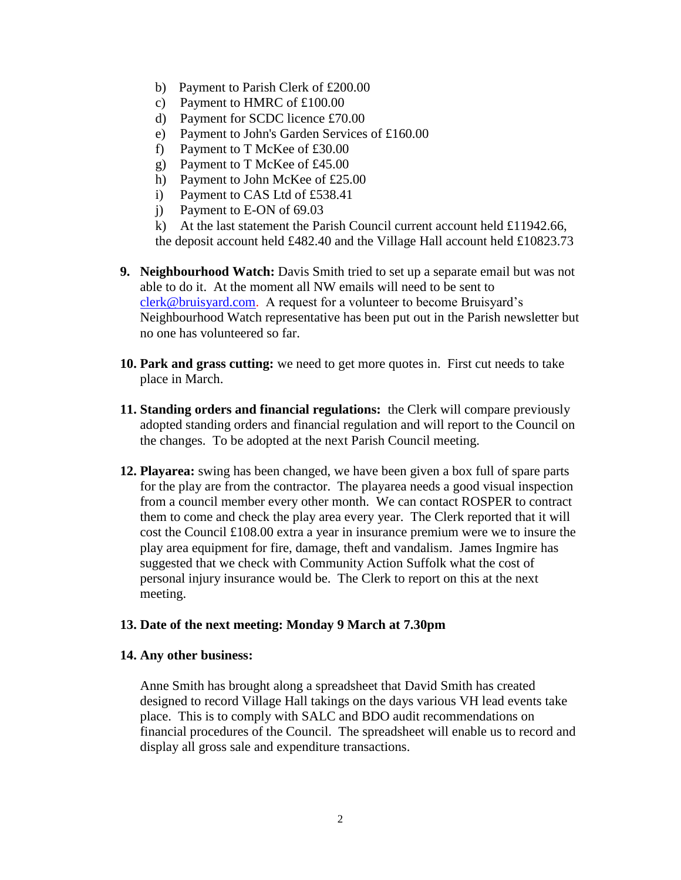b) Payment to Parish Clerk of £200.00
c) Payment to HMRC of £100.00
d) Payment for SCDC licence £70.00
e) Payment to John's Garden Services of £160.00
f) Payment to T McKee of £30.00
g) Payment to T McKee of £45.00
h) Payment to John McKee of £25.00
i) Payment to CAS Ltd of £538.41
j) Payment to E-ON of 69.03
k) At the last statement the Parish Council current account held £11942.66, the deposit account held £482.40 and the Village Hall account held £10823.73

9. **Neighbourhood Watch:** Davis Smith tried to set up a separate email but was not able to do it. At the moment all NW emails will need to be sent to clerk@bruisyard.com. A request for a volunteer to become Bruisyard's Neighbourhood Watch representative has been put out in the Parish newsletter but no one has volunteered so far.

10. **Park and grass cutting:** we need to get more quotes in. First cut needs to take place in March.

11. **Standing orders and financial regulations:** the Clerk will compare previously adopted standing orders and financial regulation and will report to the Council on the changes. To be adopted at the next Parish Council meeting.

12. **Playarea:** swing has been changed, we have been given a box full of spare parts for the play are from the contractor. The playarea needs a good visual inspection from a council member every other month. We can contact ROSPER to contract them to come and check the play area every year. The Clerk reported that it will cost the Council £108.00 extra a year in insurance premium were we to insure the play area equipment for fire, damage, theft and vandalism. James Ingmire has suggested that we check with Community Action Suffolk what the cost of personal injury insurance would be. The Clerk to report on this at the next meeting.

13. **Date of the next meeting: Monday 9 March at 7.30pm**

14. **Any other business:**

Anne Smith has brought along a spreadsheet that David Smith has created designed to record Village Hall takings on the days various VH lead events take place. This is to comply with SALC and BDO audit recommendations on financial procedures of the Council. The spreadsheet will enable us to record and display all gross sale and expenditure transactions.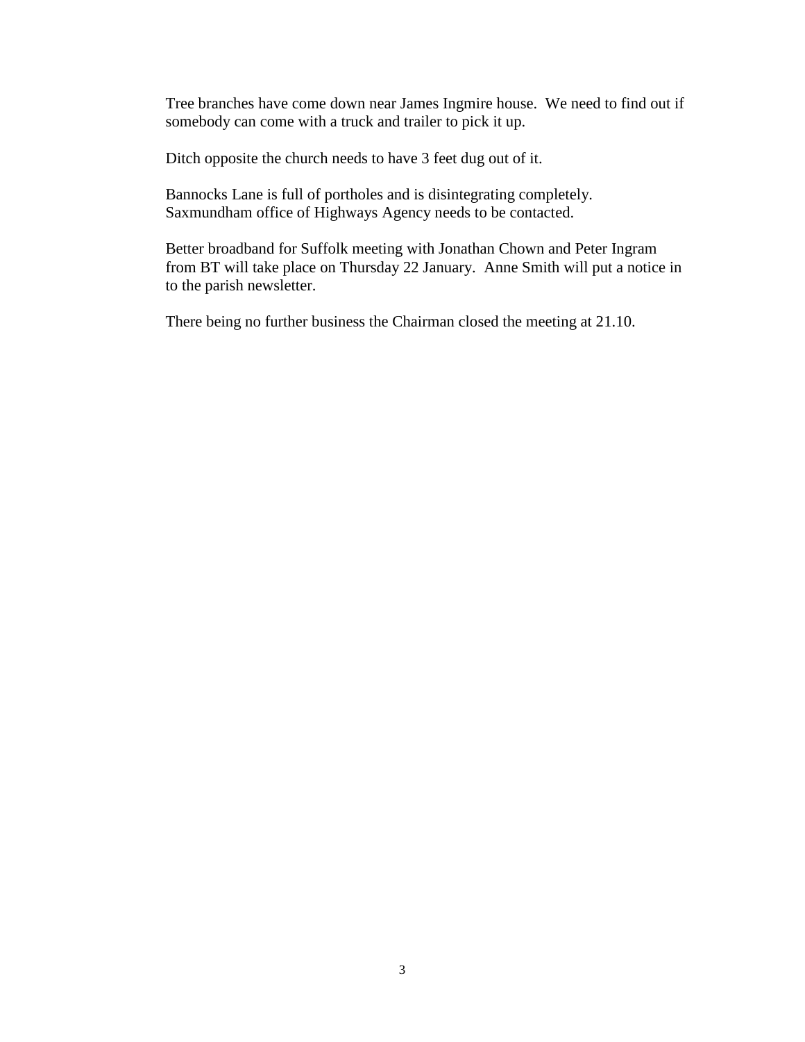Tree branches have come down near James Ingmire house. We need to find out if somebody can come with a truck and trailer to pick it up.

Ditch opposite the church needs to have 3 feet dug out of it.

Bannocks Lane is full of portholes and is disintegrating completely.
Saxmundham office of Highways Agency needs to be contacted.

Better broadband for Suffolk meeting with Jonathan Chown and Peter Ingram from BT will take place on Thursday 22 January. Anne Smith will put a notice in to the parish newsletter.

There being no further business the Chairman closed the meeting at 21.10.